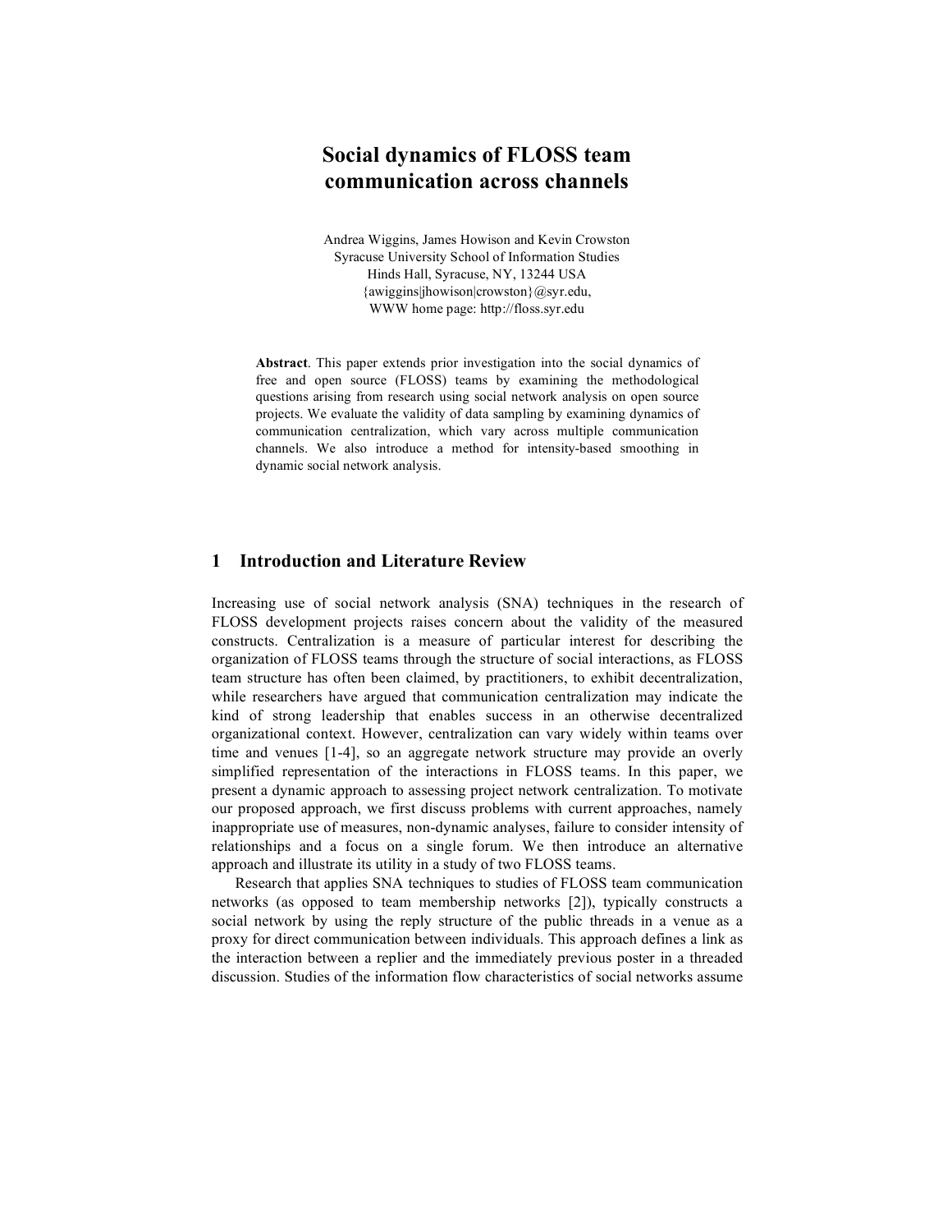# Social dynamics of FLOSS team communication across channels

Andrea Wiggins, James Howison and Kevin Crowston
Syracuse University School of Information Studies
Hinds Hall, Syracuse, NY, 13244 USA
{awiggins|jhowison|crowston}@syr.edu,
WWW home page: http://floss.syr.edu

**Abstract**. This paper extends prior investigation into the social dynamics of free and open source (FLOSS) teams by examining the methodological questions arising from research using social network analysis on open source projects. We evaluate the validity of data sampling by examining dynamics of communication centralization, which vary across multiple communication channels. We also introduce a method for intensity-based smoothing in dynamic social network analysis.

## 1 Introduction and Literature Review

Increasing use of social network analysis (SNA) techniques in the research of FLOSS development projects raises concern about the validity of the measured constructs. Centralization is a measure of particular interest for describing the organization of FLOSS teams through the structure of social interactions, as FLOSS team structure has often been claimed, by practitioners, to exhibit decentralization, while researchers have argued that communication centralization may indicate the kind of strong leadership that enables success in an otherwise decentralized organizational context. However, centralization can vary widely within teams over time and venues [1-4], so an aggregate network structure may provide an overly simplified representation of the interactions in FLOSS teams. In this paper, we present a dynamic approach to assessing project network centralization. To motivate our proposed approach, we first discuss problems with current approaches, namely inappropriate use of measures, non-dynamic analyses, failure to consider intensity of relationships and a focus on a single forum. We then introduce an alternative approach and illustrate its utility in a study of two FLOSS teams.

Research that applies SNA techniques to studies of FLOSS team communication networks (as opposed to team membership networks [2]), typically constructs a social network by using the reply structure of the public threads in a venue as a proxy for direct communication between individuals. This approach defines a link as the interaction between a replier and the immediately previous poster in a threaded discussion. Studies of the information flow characteristics of social networks assume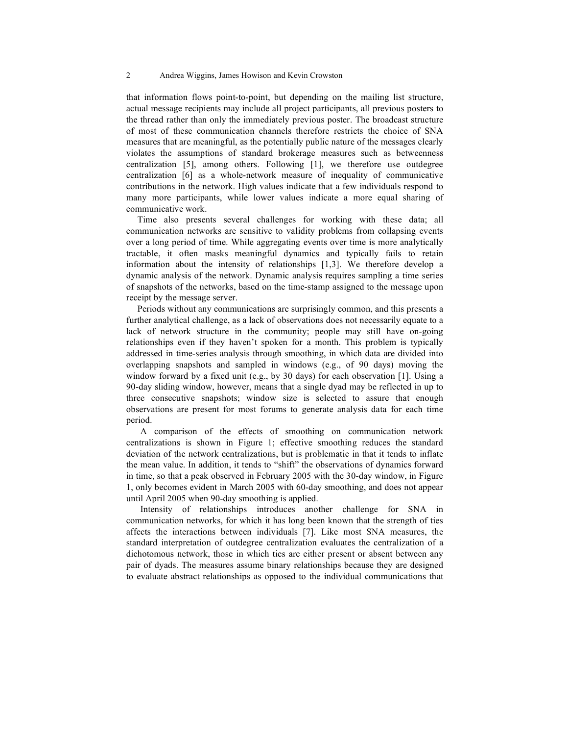that information flows point-to-point, but depending on the mailing list structure, actual message recipients may include all project participants, all previous posters to the thread rather than only the immediately previous poster. The broadcast structure of most of these communication channels therefore restricts the choice of SNA measures that are meaningful, as the potentially public nature of the messages clearly violates the assumptions of standard brokerage measures such as betweenness centralization [5], among others. Following [1], we therefore use outdegree centralization [6] as a whole-network measure of inequality of communicative contributions in the network. High values indicate that a few individuals respond to many more participants, while lower values indicate a more equal sharing of communicative work.

Time also presents several challenges for working with these data; all communication networks are sensitive to validity problems from collapsing events over a long period of time. While aggregating events over time is more analytically tractable, it often masks meaningful dynamics and typically fails to retain information about the intensity of relationships [1,3]. We therefore develop a dynamic analysis of the network. Dynamic analysis requires sampling a time series of snapshots of the networks, based on the time-stamp assigned to the message upon receipt by the message server.

Periods without any communications are surprisingly common, and this presents a further analytical challenge, as a lack of observations does not necessarily equate to a lack of network structure in the community; people may still have on-going relationships even if they haven't spoken for a month. This problem is typically addressed in time-series analysis through smoothing, in which data are divided into overlapping snapshots and sampled in windows (e.g., of 90 days) moving the window forward by a fixed unit (e.g., by 30 days) for each observation [1]. Using a 90-day sliding window, however, means that a single dyad may be reflected in up to three consecutive snapshots; window size is selected to assure that enough observations are present for most forums to generate analysis data for each time period.

A comparison of the effects of smoothing on communication network centralizations is shown in Figure 1; effective smoothing reduces the standard deviation of the network centralizations, but is problematic in that it tends to inflate the mean value. In addition, it tends to "shift" the observations of dynamics forward in time, so that a peak observed in February 2005 with the 30-day window, in Figure 1, only becomes evident in March 2005 with 60-day smoothing, and does not appear until April 2005 when 90-day smoothing is applied.

Intensity of relationships introduces another challenge for SNA in communication networks, for which it has long been known that the strength of ties affects the interactions between individuals [7]. Like most SNA measures, the standard interpretation of outdegree centralization evaluates the centralization of a dichotomous network, those in which ties are either present or absent between any pair of dyads. The measures assume binary relationships because they are designed to evaluate abstract relationships as opposed to the individual communications that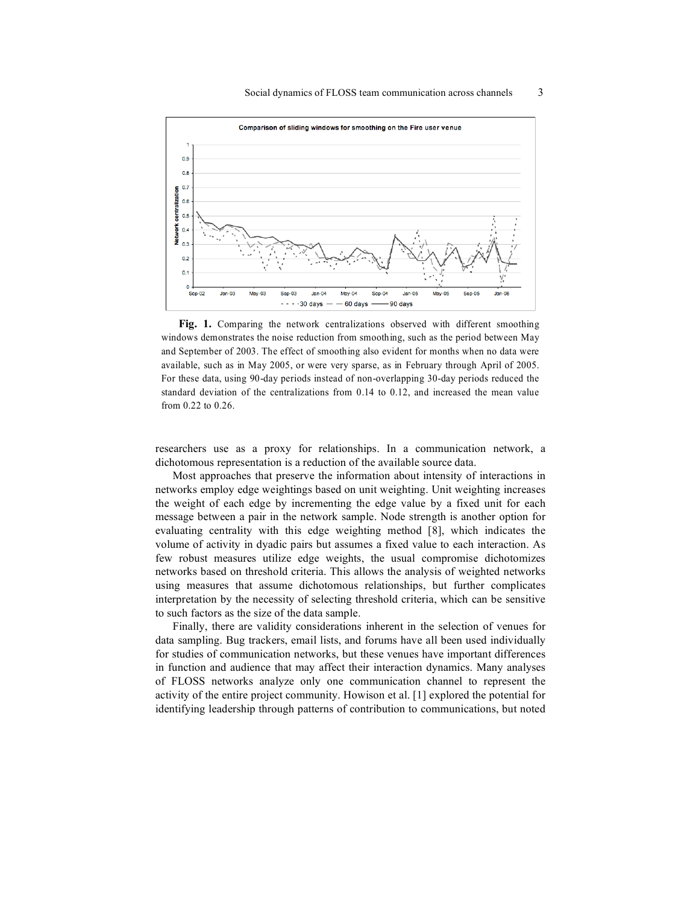**Fig. 1.** Comparing the network centralizations observed with different smoothing windows demonstrates the noise reduction from smoothing, such as the period between May and September of 2003. The effect of smoothing also evident for months when no data were available, such as in May 2005, or were very sparse, as in February through April of 2005. For these data, using 90-day periods instead of non-overlapping 30-day periods reduced the standard deviation of the centralizations from 0.14 to 0.12, and increased the mean value from 0.22 to 0.26.

researchers use as a proxy for relationships. In a communication network, a dichotomous representation is a reduction of the available source data.

Most approaches that preserve the information about intensity of interactions in networks employ edge weightings based on unit weighting. Unit weighting increases the weight of each edge by incrementing the edge value by a fixed unit for each message between a pair in the network sample. Node strength is another option for evaluating centrality with this edge weighting method [8], which indicates the volume of activity in dyadic pairs but assumes a fixed value to each interaction. As few robust measures utilize edge weights, the usual compromise dichotomizes networks based on threshold criteria. This allows the analysis of weighted networks using measures that assume dichotomous relationships, but further complicates interpretation by the necessity of selecting threshold criteria, which can be sensitive to such factors as the size of the data sample.

Finally, there are validity considerations inherent in the selection of venues for data sampling. Bug trackers, email lists, and forums have all been used individually for studies of communication networks, but these venues have important differences in function and audience that may affect their interaction dynamics. Many analyses of FLOSS networks analyze only one communication channel to represent the activity of the entire project community. Howison et al. [1] explored the potential for identifying leadership through patterns of contribution to communications, but noted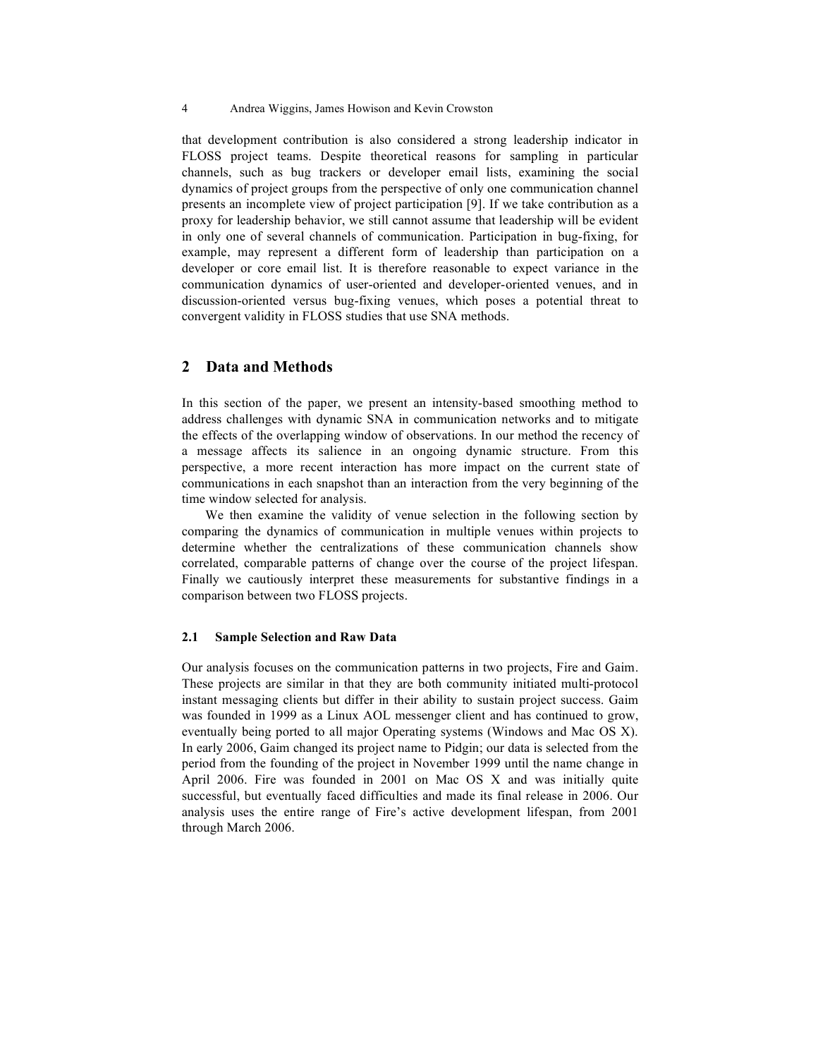that development contribution is also considered a strong leadership indicator in FLOSS project teams. Despite theoretical reasons for sampling in particular channels, such as bug trackers or developer email lists, examining the social dynamics of project groups from the perspective of only one communication channel presents an incomplete view of project participation [9]. If we take contribution as a proxy for leadership behavior, we still cannot assume that leadership will be evident in only one of several channels of communication. Participation in bug-fixing, for example, may represent a different form of leadership than participation on a developer or core email list. It is therefore reasonable to expect variance in the communication dynamics of user-oriented and developer-oriented venues, and in discussion-oriented versus bug-fixing venues, which poses a potential threat to convergent validity in FLOSS studies that use SNA methods.

## 2 Data and Methods

In this section of the paper, we present an intensity-based smoothing method to address challenges with dynamic SNA in communication networks and to mitigate the effects of the overlapping window of observations. In our method the recency of a message affects its salience in an ongoing dynamic structure. From this perspective, a more recent interaction has more impact on the current state of communications in each snapshot than an interaction from the very beginning of the time window selected for analysis.

We then examine the validity of venue selection in the following section by comparing the dynamics of communication in multiple venues within projects to determine whether the centralizations of these communication channels show correlated, comparable patterns of change over the course of the project lifespan. Finally we cautiously interpret these measurements for substantive findings in a comparison between two FLOSS projects.

### 2.1 Sample Selection and Raw Data

Our analysis focuses on the communication patterns in two projects, Fire and Gaim. These projects are similar in that they are both community initiated multi-protocol instant messaging clients but differ in their ability to sustain project success. Gaim was founded in 1999 as a Linux AOL messenger client and has continued to grow, eventually being ported to all major Operating systems (Windows and Mac OS X). In early 2006, Gaim changed its project name to Pidgin; our data is selected from the period from the founding of the project in November 1999 until the name change in April 2006. Fire was founded in 2001 on Mac OS X and was initially quite successful, but eventually faced difficulties and made its final release in 2006. Our analysis uses the entire range of Fire's active development lifespan, from 2001 through March 2006.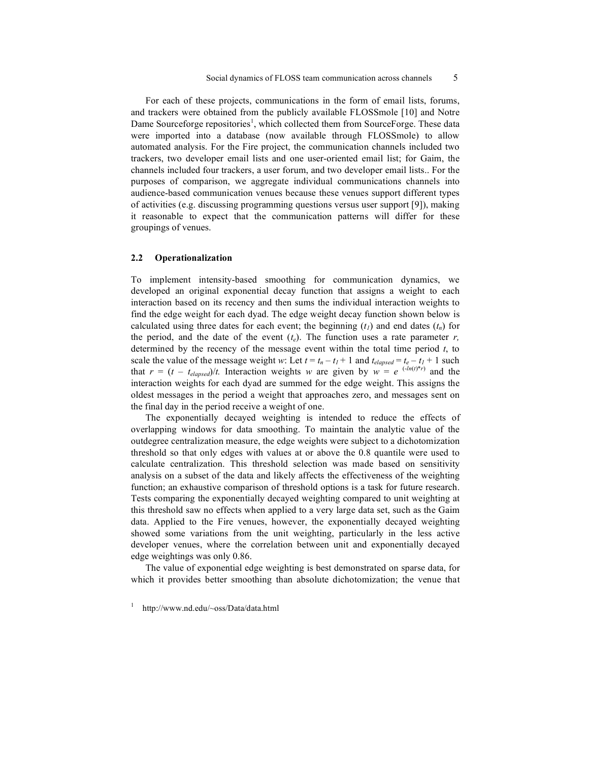For each of these projects, communications in the form of email lists, forums, and trackers were obtained from the publicly available FLOSSmole [10] and Notre Dame Sourceforge repositories[1], which collected them from SourceForge. These data were imported into a database (now available through FLOSSmole) to allow automated analysis. For the Fire project, the communication channels included two trackers, two developer email lists and one user-oriented email list; for Gaim, the channels included four trackers, a user forum, and two developer email lists.. For the purposes of comparison, we aggregate individual communications channels into audience-based communication venues because these venues support different types of activities (e.g. discussing programming questions versus user support [9]), making it reasonable to expect that the communication patterns will differ for these groupings of venues.

### 2.2 Operationalization

To implement intensity-based smoothing for communication dynamics, we developed an original exponential decay function that assigns a weight to each interaction based on its recency and then sums the individual interaction weights to find the edge weight for each dyad. The edge weight decay function shown below is calculated using three dates for each event; the beginning ($t_1$) and end dates ($t_n$) for the period, and the date of the event ($t_e$). The function uses a rate parameter *r,* determined by the recency of the message event within the total time period *t*, to scale the value of the message weight *w*: Let $t = t_n - t_1 + 1$ and $t_{elapsed} = t_e - t_1 + 1$ such that $r = (t - t_{elapsed})/t$. Interaction weights *w* are given by $w = e^{(-ln(t)*r)}$ and the interaction weights for each dyad are summed for the edge weight. This assigns the oldest messages in the period a weight that approaches zero, and messages sent on the final day in the period receive a weight of one.

The exponentially decayed weighting is intended to reduce the effects of overlapping windows for data smoothing. To maintain the analytic value of the outdegree centralization measure, the edge weights were subject to a dichotomization threshold so that only edges with values at or above the 0.8 quantile were used to calculate centralization. This threshold selection was made based on sensitivity analysis on a subset of the data and likely affects the effectiveness of the weighting function; an exhaustive comparison of threshold options is a task for future research. Tests comparing the exponentially decayed weighting compared to unit weighting at this threshold saw no effects when applied to a very large data set, such as the Gaim data. Applied to the Fire venues, however, the exponentially decayed weighting showed some variations from the unit weighting, particularly in the less active developer venues, where the correlation between unit and exponentially decayed edge weightings was only 0.86.

The value of exponential edge weighting is best demonstrated on sparse data, for which it provides better smoothing than absolute dichotomization; the venue that

[1] http://www.nd.edu/~oss/Data/data.html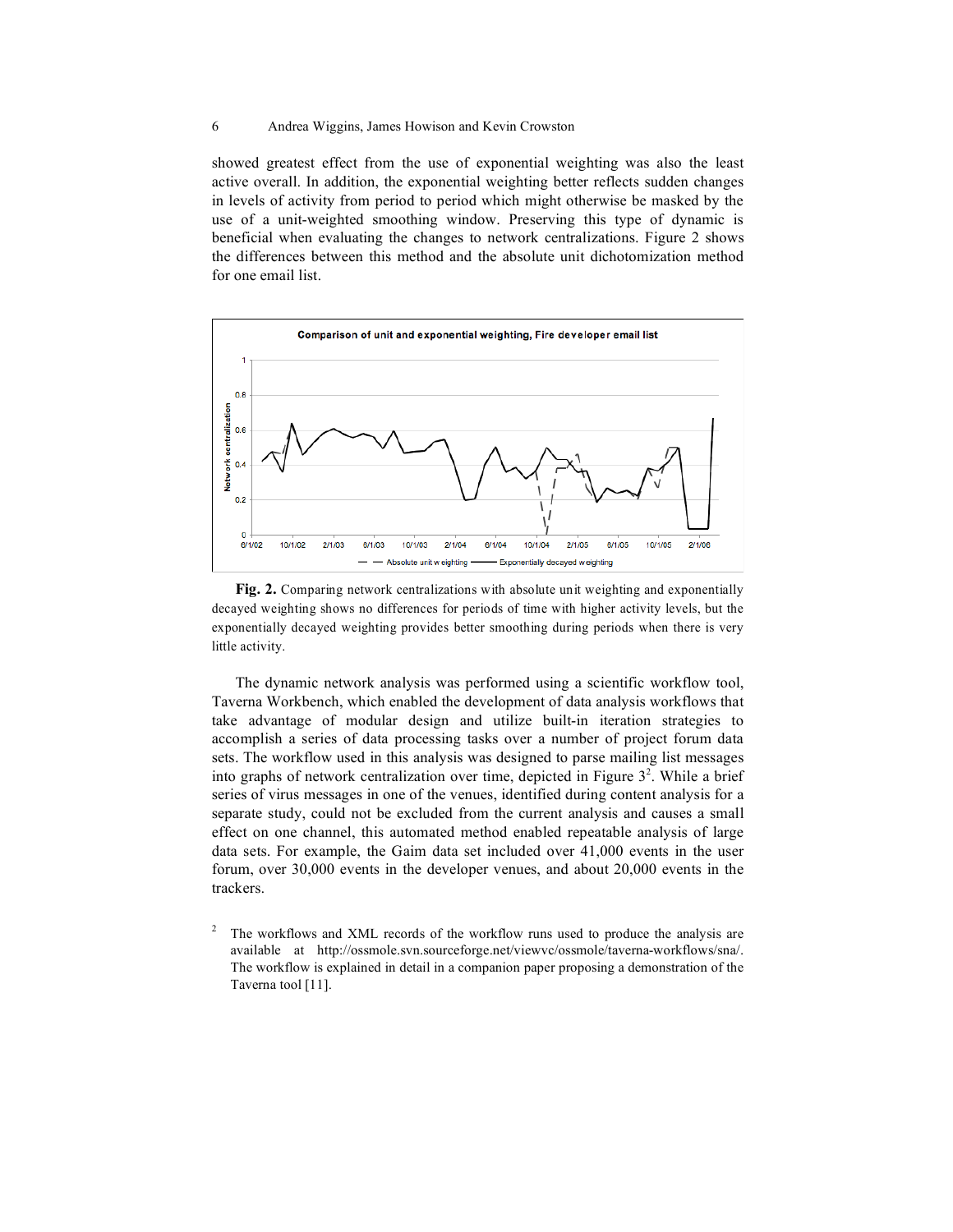showed greatest effect from the use of exponential weighting was also the least active overall. In addition, the exponential weighting better reflects sudden changes in levels of activity from period to period which might otherwise be masked by the use of a unit-weighted smoothing window. Preserving this type of dynamic is beneficial when evaluating the changes to network centralizations. Figure 2 shows the differences between this method and the absolute unit dichotomization method for one email list.

**Fig. 2.** Comparing network centralizations with absolute unit weighting and exponentially decayed weighting shows no differences for periods of time with higher activity levels, but the exponentially decayed weighting provides better smoothing during periods when there is very little activity.

The dynamic network analysis was performed using a scientific workflow tool, Taverna Workbench, which enabled the development of data analysis workflows that take advantage of modular design and utilize built-in iteration strategies to accomplish a series of data processing tasks over a number of project forum data sets. The workflow used in this analysis was designed to parse mailing list messages into graphs of network centralization over time, depicted in Figure 3[2]. While a brief series of virus messages in one of the venues, identified during content analysis for a separate study, could not be excluded from the current analysis and causes a small effect on one channel, this automated method enabled repeatable analysis of large data sets. For example, the Gaim data set included over 41,000 events in the user forum, over 30,000 events in the developer venues, and about 20,000 events in the trackers.

[2] The workflows and XML records of the workflow runs used to produce the analysis are available at http://ossmole.svn.sourceforge.net/viewvc/ossmole/taverna-workflows/sna/. The workflow is explained in detail in a companion paper proposing a demonstration of the Taverna tool [11].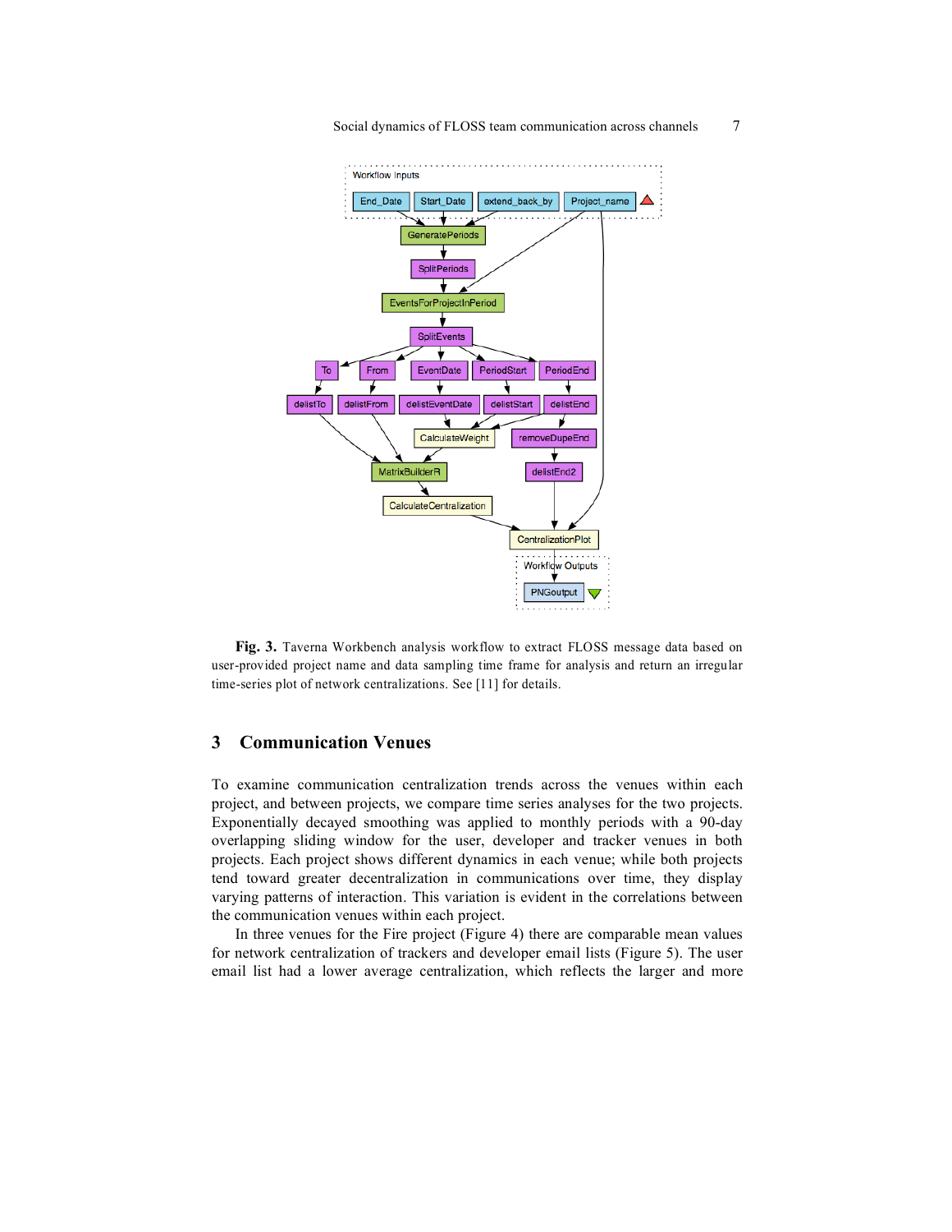**Fig. 3.** Taverna Workbench analysis workflow to extract FLOSS message data based on user-provided project name and data sampling time frame for analysis and return an irregular time-series plot of network centralizations. See [11] for details.

## 3 Communication Venues

To examine communication centralization trends across the venues within each project, and between projects, we compare time series analyses for the two projects. Exponentially decayed smoothing was applied to monthly periods with a 90-day overlapping sliding window for the user, developer and tracker venues in both projects. Each project shows different dynamics in each venue; while both projects tend toward greater decentralization in communications over time, they display varying patterns of interaction. This variation is evident in the correlations between the communication venues within each project.

In three venues for the Fire project (Figure 4) there are comparable mean values for network centralization of trackers and developer email lists (Figure 5). The user email list had a lower average centralization, which reflects the larger and more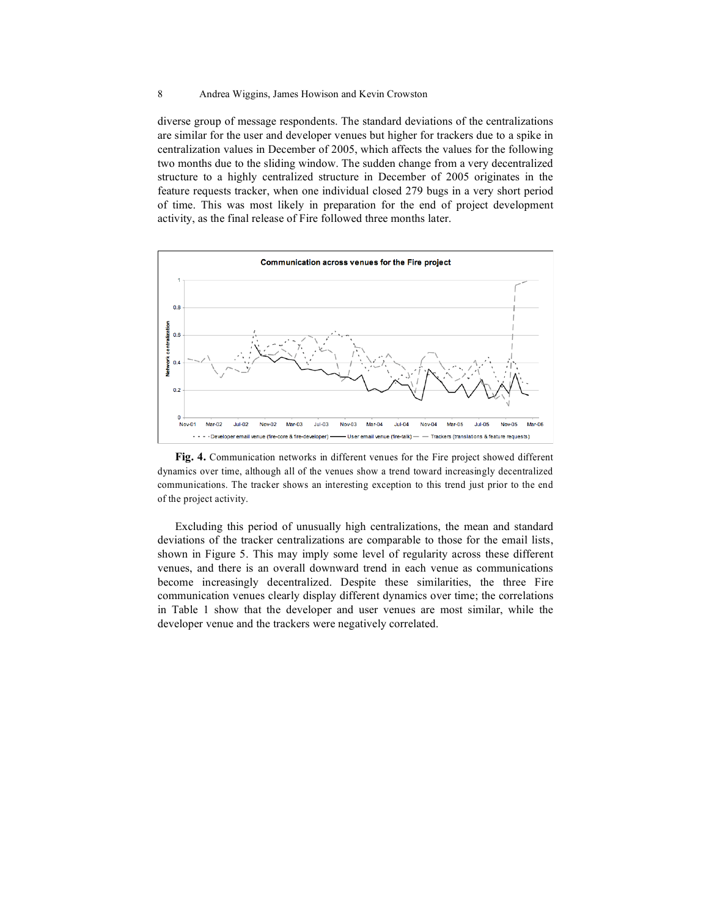diverse group of message respondents. The standard deviations of the centralizations are similar for the user and developer venues but higher for trackers due to a spike in centralization values in December of 2005, which affects the values for the following two months due to the sliding window. The sudden change from a very decentralized structure to a highly centralized structure in December of 2005 originates in the feature requests tracker, when one individual closed 279 bugs in a very short period of time. This was most likely in preparation for the end of project development activity, as the final release of Fire followed three months later.

**Fig. 4.** Communication networks in different venues for the Fire project showed different dynamics over time, although all of the venues show a trend toward increasingly decentralized communications. The tracker shows an interesting exception to this trend just prior to the end of the project activity.

Excluding this period of unusually high centralizations, the mean and standard deviations of the tracker centralizations are comparable to those for the email lists, shown in Figure 5. This may imply some level of regularity across these different venues, and there is an overall downward trend in each venue as communications become increasingly decentralized. Despite these similarities, the three Fire communication venues clearly display different dynamics over time; the correlations in Table 1 show that the developer and user venues are most similar, while the developer venue and the trackers were negatively correlated.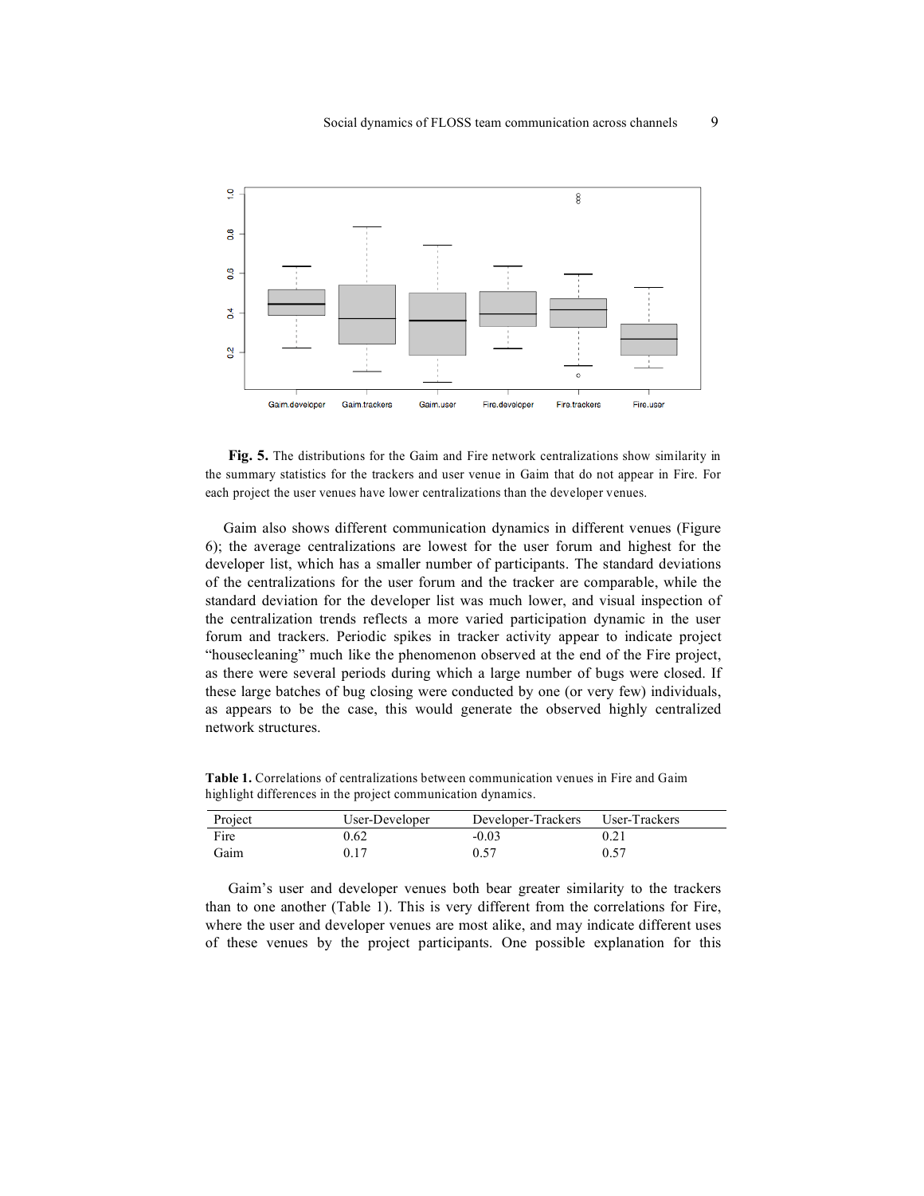**Fig. 5.** The distributions for the Gaim and Fire network centralizations show similarity in the summary statistics for the trackers and user venue in Gaim that do not appear in Fire. For each project the user venues have lower centralizations than the developer venues.

Gaim also shows different communication dynamics in different venues (Figure 6); the average centralizations are lowest for the user forum and highest for the developer list, which has a smaller number of participants. The standard deviations of the centralizations for the user forum and the tracker are comparable, while the standard deviation for the developer list was much lower, and visual inspection of the centralization trends reflects a more varied participation dynamic in the user forum and trackers. Periodic spikes in tracker activity appear to indicate project "housecleaning" much like the phenomenon observed at the end of the Fire project, as there were several periods during which a large number of bugs were closed. If these large batches of bug closing were conducted by one (or very few) individuals, as appears to be the case, this would generate the observed highly centralized network structures.

**Table 1.** Correlations of centralizations between communication venues in Fire and Gaim highlight differences in the project communication dynamics.

| Project | User-Developer | Developer-Trackers | User-Trackers |
|---|---|---|---|
| Fire | 0.62 | -0.03 | 0.21 |
| Gaim | 0.17 | 0.57 | 0.57 |

Gaim's user and developer venues both bear greater similarity to the trackers than to one another (Table 1). This is very different from the correlations for Fire, where the user and developer venues are most alike, and may indicate different uses of these venues by the project participants. One possible explanation for this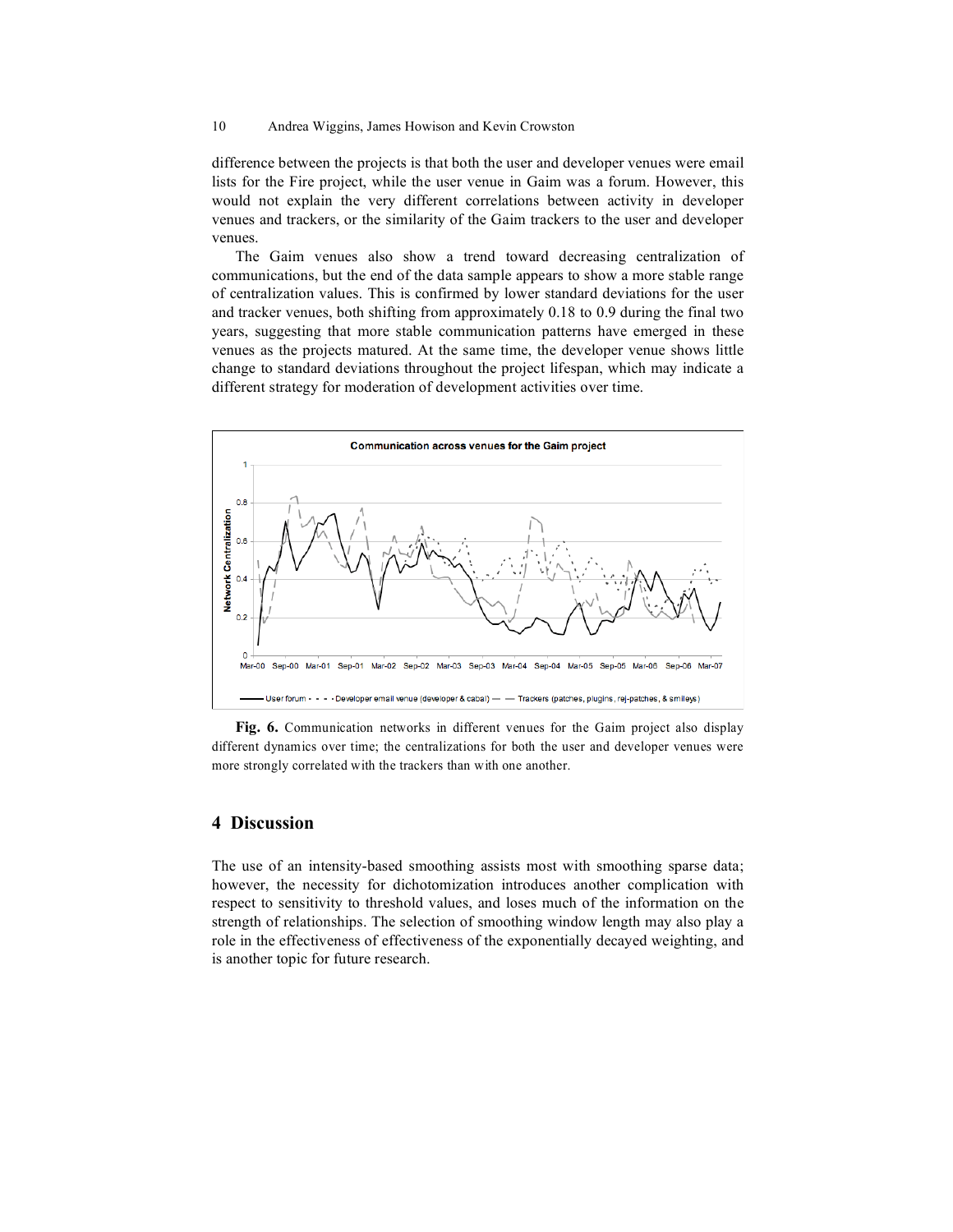difference between the projects is that both the user and developer venues were email lists for the Fire project, while the user venue in Gaim was a forum. However, this would not explain the very different correlations between activity in developer venues and trackers, or the similarity of the Gaim trackers to the user and developer venues.

The Gaim venues also show a trend toward decreasing centralization of communications, but the end of the data sample appears to show a more stable range of centralization values. This is confirmed by lower standard deviations for the user and tracker venues, both shifting from approximately 0.18 to 0.9 during the final two years, suggesting that more stable communication patterns have emerged in these venues as the projects matured. At the same time, the developer venue shows little change to standard deviations throughout the project lifespan, which may indicate a different strategy for moderation of development activities over time.

**Fig. 6.** Communication networks in different venues for the Gaim project also display different dynamics over time; the centralizations for both the user and developer venues were more strongly correlated with the trackers than with one another.

## 4 Discussion

The use of an intensity-based smoothing assists most with smoothing sparse data; however, the necessity for dichotomization introduces another complication with respect to sensitivity to threshold values, and loses much of the information on the strength of relationships. The selection of smoothing window length may also play a role in the effectiveness of effectiveness of the exponentially decayed weighting, and is another topic for future research.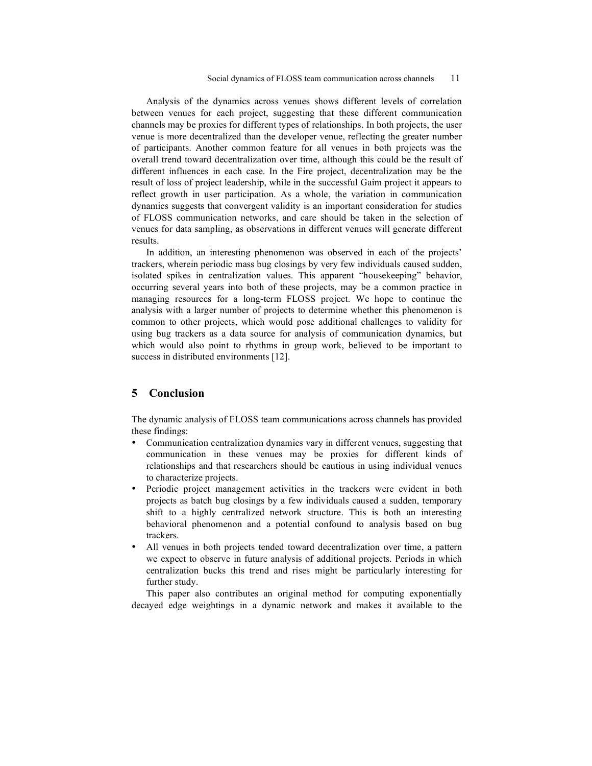Analysis of the dynamics across venues shows different levels of correlation between venues for each project, suggesting that these different communication channels may be proxies for different types of relationships. In both projects, the user venue is more decentralized than the developer venue, reflecting the greater number of participants. Another common feature for all venues in both projects was the overall trend toward decentralization over time, although this could be the result of different influences in each case. In the Fire project, decentralization may be the result of loss of project leadership, while in the successful Gaim project it appears to reflect growth in user participation. As a whole, the variation in communication dynamics suggests that convergent validity is an important consideration for studies of FLOSS communication networks, and care should be taken in the selection of venues for data sampling, as observations in different venues will generate different results.

In addition, an interesting phenomenon was observed in each of the projects' trackers, wherein periodic mass bug closings by very few individuals caused sudden, isolated spikes in centralization values. This apparent "housekeeping" behavior, occurring several years into both of these projects, may be a common practice in managing resources for a long-term FLOSS project. We hope to continue the analysis with a larger number of projects to determine whether this phenomenon is common to other projects, which would pose additional challenges to validity for using bug trackers as a data source for analysis of communication dynamics, but which would also point to rhythms in group work, believed to be important to success in distributed environments [12].

## 5 Conclusion

The dynamic analysis of FLOSS team communications across channels has provided these findings:

- Communication centralization dynamics vary in different venues, suggesting that communication in these venues may be proxies for different kinds of relationships and that researchers should be cautious in using individual venues to characterize projects.
- Periodic project management activities in the trackers were evident in both projects as batch bug closings by a few individuals caused a sudden, temporary shift to a highly centralized network structure. This is both an interesting behavioral phenomenon and a potential confound to analysis based on bug trackers.
- All venues in both projects tended toward decentralization over time, a pattern we expect to observe in future analysis of additional projects. Periods in which centralization bucks this trend and rises might be particularly interesting for further study.

This paper also contributes an original method for computing exponentially decayed edge weightings in a dynamic network and makes it available to the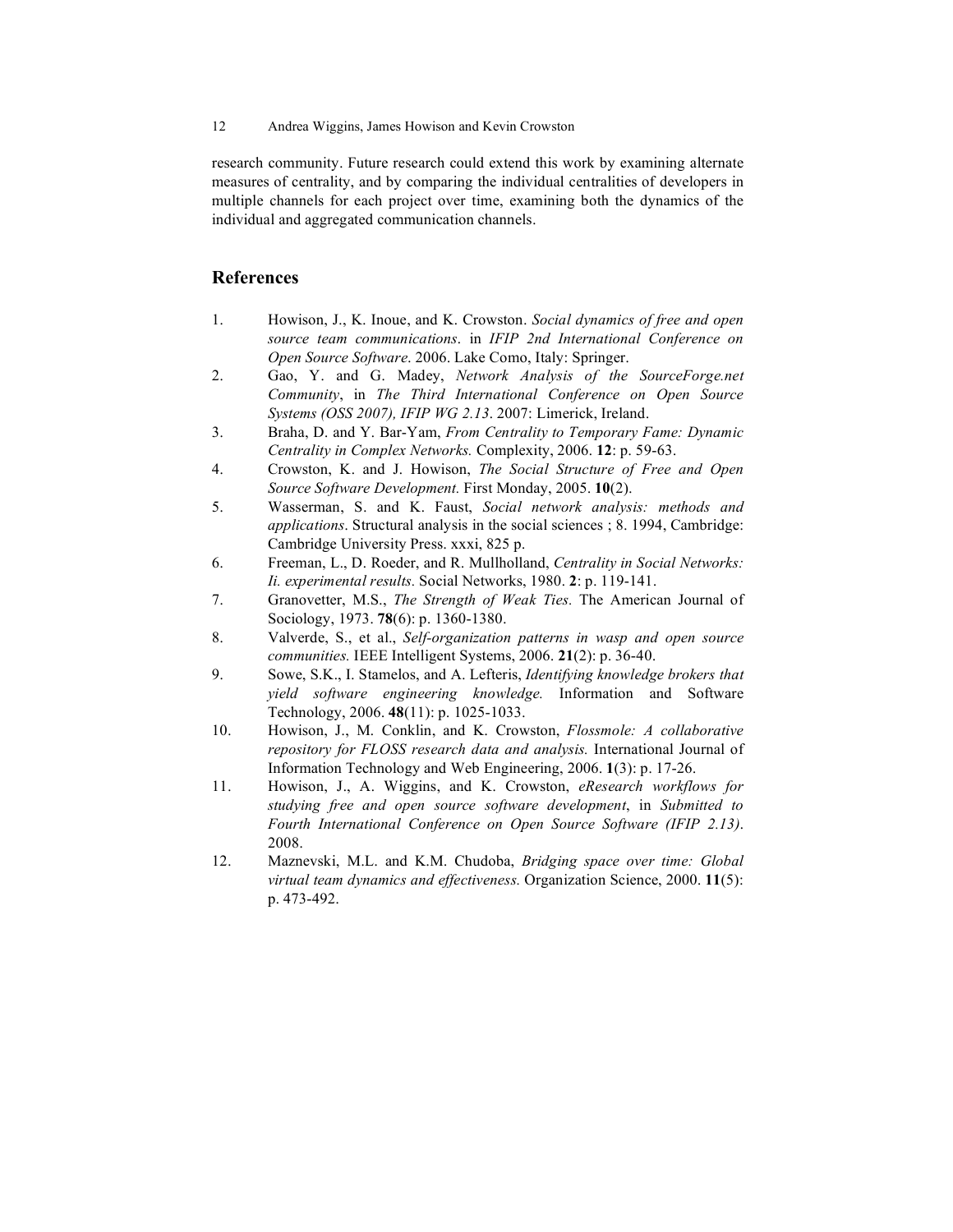research community. Future research could extend this work by examining alternate measures of centrality, and by comparing the individual centralities of developers in multiple channels for each project over time, examining both the dynamics of the individual and aggregated communication channels.

## References

1. Howison, J., K. Inoue, and K. Crowston. *Social dynamics of free and open source team communications*. in *IFIP 2nd International Conference on Open Source Software*. 2006. Lake Como, Italy: Springer.
2. Gao, Y. and G. Madey, *Network Analysis of the SourceForge.net Community*, in *The Third International Conference on Open Source Systems (OSS 2007), IFIP WG 2.13*. 2007: Limerick, Ireland.
3. Braha, D. and Y. Bar-Yam, *From Centrality to Temporary Fame: Dynamic Centrality in Complex Networks.* Complexity, 2006. **12**: p. 59-63.
4. Crowston, K. and J. Howison, *The Social Structure of Free and Open Source Software Development.* First Monday, 2005. **10**(2).
5. Wasserman, S. and K. Faust, *Social network analysis: methods and applications*. Structural analysis in the social sciences ; 8. 1994, Cambridge: Cambridge University Press. xxxi, 825 p.
6. Freeman, L., D. Roeder, and R. Mullholland, *Centrality in Social Networks: Ii. experimental results.* Social Networks, 1980. **2**: p. 119-141.
7. Granovetter, M.S., *The Strength of Weak Ties.* The American Journal of Sociology, 1973. **78**(6): p. 1360-1380.
8. Valverde, S., et al., *Self-organization patterns in wasp and open source communities.* IEEE Intelligent Systems, 2006. **21**(2): p. 36-40.
9. Sowe, S.K., I. Stamelos, and A. Lefteris, *Identifying knowledge brokers that yield software engineering knowledge.* Information and Software Technology, 2006. **48**(11): p. 1025-1033.
10. Howison, J., M. Conklin, and K. Crowston, *Flossmole: A collaborative repository for FLOSS research data and analysis.* International Journal of Information Technology and Web Engineering, 2006. **1**(3): p. 17-26.
11. Howison, J., A. Wiggins, and K. Crowston, *eResearch workflows for studying free and open source software development*, in *Submitted to Fourth International Conference on Open Source Software (IFIP 2.13)*. 2008.
12. Maznevski, M.L. and K.M. Chudoba, *Bridging space over time: Global virtual team dynamics and effectiveness.* Organization Science, 2000. **11**(5): p. 473-492.